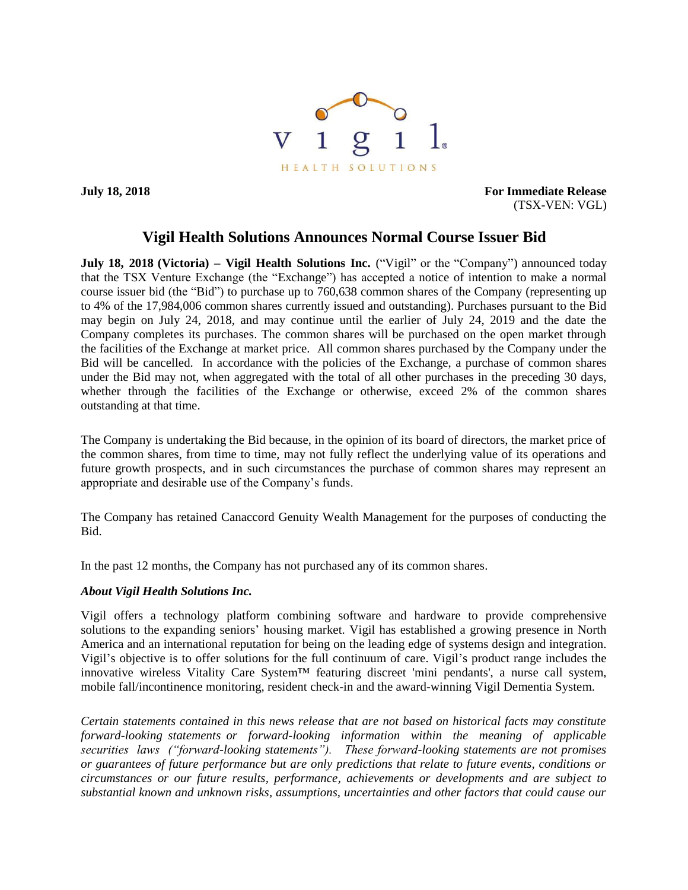vigil HEALTH SOLUTIONS

**July 18, 2018** **For Immediate Release**
(TSX-VEN: VGL)

# Vigil Health Solutions Announces Normal Course Issuer Bid

**July 18, 2018 (Victoria) – Vigil Health Solutions Inc.** ("Vigil" or the "Company") announced today that the TSX Venture Exchange (the "Exchange") has accepted a notice of intention to make a normal course issuer bid (the "Bid") to purchase up to 760,638 common shares of the Company (representing up to 4% of the 17,984,006 common shares currently issued and outstanding). Purchases pursuant to the Bid may begin on July 24, 2018, and may continue until the earlier of July 24, 2019 and the date the Company completes its purchases. The common shares will be purchased on the open market through the facilities of the Exchange at market price. All common shares purchased by the Company under the Bid will be cancelled. In accordance with the policies of the Exchange, a purchase of common shares under the Bid may not, when aggregated with the total of all other purchases in the preceding 30 days, whether through the facilities of the Exchange or otherwise, exceed 2% of the common shares outstanding at that time.

The Company is undertaking the Bid because, in the opinion of its board of directors, the market price of the common shares, from time to time, may not fully reflect the underlying value of its operations and future growth prospects, and in such circumstances the purchase of common shares may represent an appropriate and desirable use of the Company's funds.

The Company has retained Canaccord Genuity Wealth Management for the purposes of conducting the Bid.

In the past 12 months, the Company has not purchased any of its common shares.

### *About Vigil Health Solutions Inc.*

Vigil offers a technology platform combining software and hardware to provide comprehensive solutions to the expanding seniors' housing market. Vigil has established a growing presence in North America and an international reputation for being on the leading edge of systems design and integration. Vigil's objective is to offer solutions for the full continuum of care. Vigil's product range includes the innovative wireless Vitality Care System™ featuring discreet 'mini pendants', a nurse call system, mobile fall/incontinence monitoring, resident check-in and the award-winning Vigil Dementia System.

*Certain statements contained in this news release that are not based on historical facts may constitute forward-looking statements or forward-looking information within the meaning of applicable securities laws ("forward-looking statements"). These forward-looking statements are not promises or guarantees of future performance but are only predictions that relate to future events, conditions or circumstances or our future results, performance, achievements or developments and are subject to substantial known and unknown risks, assumptions, uncertainties and other factors that could cause our*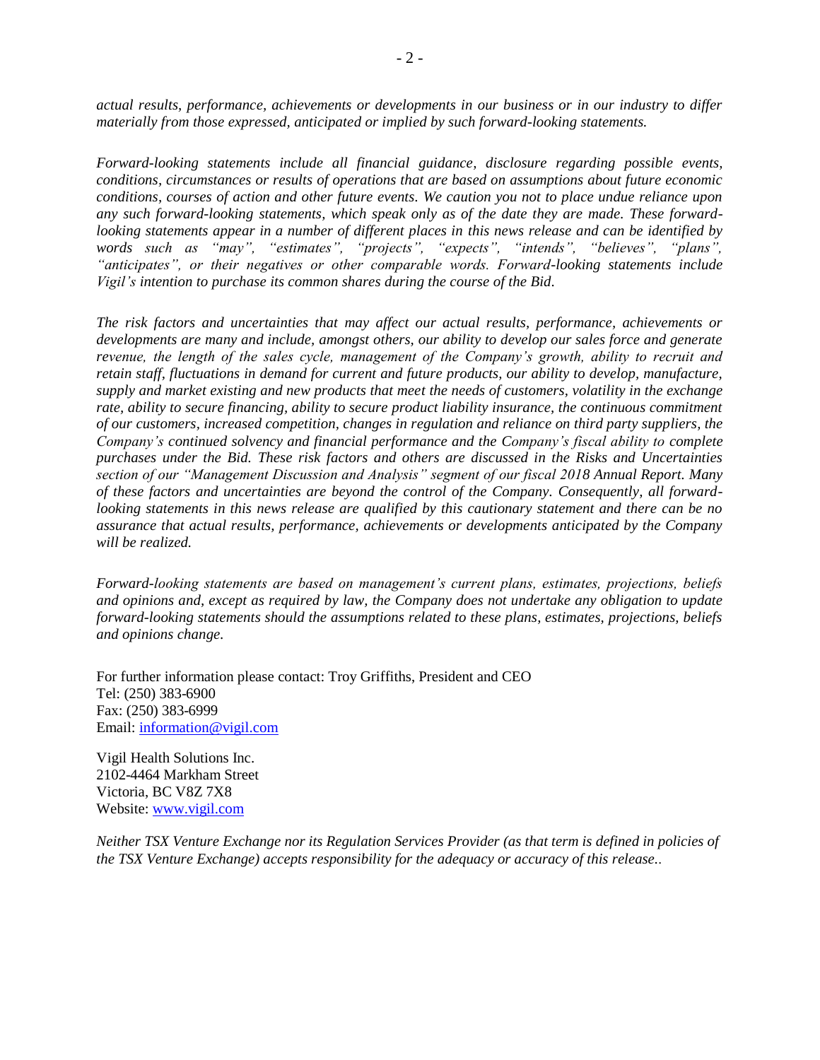*actual results, performance, achievements or developments in our business or in our industry to differ materially from those expressed, anticipated or implied by such forward-looking statements.*

*Forward-looking statements include all financial guidance, disclosure regarding possible events, conditions, circumstances or results of operations that are based on assumptions about future economic conditions, courses of action and other future events. We caution you not to place undue reliance upon any such forward-looking statements, which speak only as of the date they are made. These forward-looking statements appear in a number of different places in this news release and can be identified by words such as "may", "estimates", "projects", "expects", "intends", "believes", "plans", "anticipates", or their negatives or other comparable words. Forward-looking statements include Vigil's intention to purchase its common shares during the course of the Bid.*

*The risk factors and uncertainties that may affect our actual results, performance, achievements or developments are many and include, amongst others, our ability to develop our sales force and generate revenue, the length of the sales cycle, management of the Company's growth, ability to recruit and retain staff, fluctuations in demand for current and future products, our ability to develop, manufacture, supply and market existing and new products that meet the needs of customers, volatility in the exchange rate, ability to secure financing, ability to secure product liability insurance, the continuous commitment of our customers, increased competition, changes in regulation and reliance on third party suppliers, the Company's continued solvency and financial performance and the Company's fiscal ability to complete purchases under the Bid. These risk factors and others are discussed in the Risks and Uncertainties section of our "Management Discussion and Analysis" segment of our fiscal 2018 Annual Report. Many of these factors and uncertainties are beyond the control of the Company. Consequently, all forward-looking statements in this news release are qualified by this cautionary statement and there can be no assurance that actual results, performance, achievements or developments anticipated by the Company will be realized.*

*Forward-looking statements are based on management's current plans, estimates, projections, beliefs and opinions and, except as required by law, the Company does not undertake any obligation to update forward-looking statements should the assumptions related to these plans, estimates, projections, beliefs and opinions change.*

For further information please contact: Troy Griffiths, President and CEO
Tel: (250) 383-6900
Fax: (250) 383-6999
Email: information@vigil.com

Vigil Health Solutions Inc.
2102-4464 Markham Street
Victoria, BC V8Z 7X8
Website: www.vigil.com

*Neither TSX Venture Exchange nor its Regulation Services Provider (as that term is defined in policies of the TSX Venture Exchange) accepts responsibility for the adequacy or accuracy of this release..*